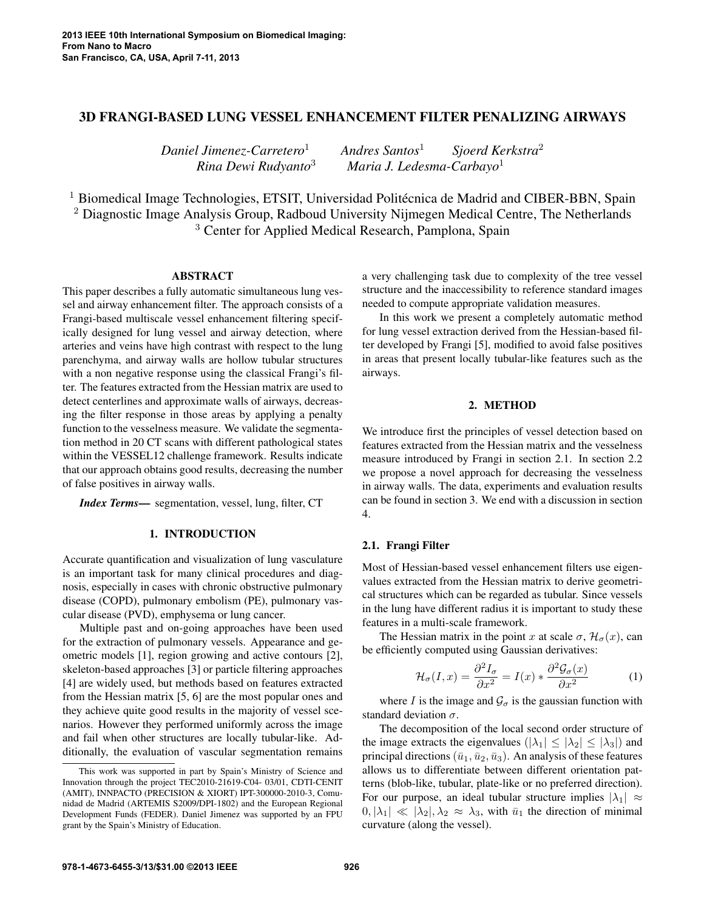# 3D FRANGI-BASED LUNG VESSEL ENHANCEMENT FILTER PENALIZING AIRWAYS

*Daniel Jimenez-Carretero*[1] *Andres Santos*[1] *Sjoerd Kerkstra*[2] *Rina Dewi Rudyanto*[3] *Maria J. Ledesma-Carbayo*[1]

[1] Biomedical Image Technologies, ETSIT, Universidad Politécnica de Madrid and CIBER-BBN, Spain
[2] Diagnostic Image Analysis Group, Radboud University Nijmegen Medical Centre, The Netherlands
[3] Center for Applied Medical Research, Pamplona, Spain

## ABSTRACT

This paper describes a fully automatic simultaneous lung vessel and airway enhancement filter. The approach consists of a Frangi-based multiscale vessel enhancement filtering specifically designed for lung vessel and airway detection, where arteries and veins have high contrast with respect to the lung parenchyma, and airway walls are hollow tubular structures with a non negative response using the classical Frangi's filter. The features extracted from the Hessian matrix are used to detect centerlines and approximate walls of airways, decreasing the filter response in those areas by applying a penalty function to the vesselness measure. We validate the segmentation method in 20 CT scans with different pathological states within the VESSEL12 challenge framework. Results indicate that our approach obtains good results, decreasing the number of false positives in airway walls.

***Index Terms***— segmentation, vessel, lung, filter, CT

## 1. INTRODUCTION

Accurate quantification and visualization of lung vasculature is an important task for many clinical procedures and diagnosis, especially in cases with chronic obstructive pulmonary disease (COPD), pulmonary embolism (PE), pulmonary vascular disease (PVD), emphysema or lung cancer.

Multiple past and on-going approaches have been used for the extraction of pulmonary vessels. Appearance and geometric models [1], region growing and active contours [2], skeleton-based approaches [3] or particle filtering approaches [4] are widely used, but methods based on features extracted from the Hessian matrix [5, 6] are the most popular ones and they achieve quite good results in the majority of vessel scenarios. However they performed uniformly across the image and fail when other structures are locally tubular-like. Additionally, the evaluation of vascular segmentation remains a very challenging task due to complexity of the tree vessel structure and the inaccessibility to reference standard images needed to compute appropriate validation measures.

In this work we present a completely automatic method for lung vessel extraction derived from the Hessian-based filter developed by Frangi [5], modified to avoid false positives in areas that present locally tubular-like features such as the airways.

## 2. METHOD

We introduce first the principles of vessel detection based on features extracted from the Hessian matrix and the vesselness measure introduced by Frangi in section 2.1. In section 2.2 we propose a novel approach for decreasing the vesselness in airway walls. The data, experiments and evaluation results can be found in section 3. We end with a discussion in section 4.

### 2.1. Frangi Filter

Most of Hessian-based vessel enhancement filters use eigenvalues extracted from the Hessian matrix to derive geometrical structures which can be regarded as tubular. Since vessels in the lung have different radius it is important to study these features in a multi-scale framework.

The Hessian matrix in the point $x$ at scale $\sigma$, $\mathcal{H}_\sigma(x)$, can be efficiently computed using Gaussian derivatives:

$$\mathcal{H}_\sigma(I, x) = \frac{\partial^2 I_\sigma}{\partial x^2} = I(x) * \frac{\partial^2 \mathcal{G}_\sigma(x)}{\partial x^2} \tag{1}$$

where $I$ is the image and $\mathcal{G}_\sigma$ is the gaussian function with standard deviation $\sigma$.

The decomposition of the local second order structure of the image extracts the eigenvalues ($|\lambda_1| \leq |\lambda_2| \leq |\lambda_3|$) and principal directions ($\bar{u}_1, \bar{u}_2, \bar{u}_3$). An analysis of these features allows us to differentiate between different orientation patterns (blob-like, tubular, plate-like or no preferred direction). For our purpose, an ideal tubular structure implies $|\lambda_1| \approx 0, |\lambda_1| \ll |\lambda_2|, \lambda_2 \approx \lambda_3$, with $\bar{u}_1$ the direction of minimal curvature (along the vessel).

This work was supported in part by Spain's Ministry of Science and Innovation through the project TEC2010-21619-C04- 03/01, CDTI-CENIT (AMIT), INNPACTO (PRECISION & XIORT) IPT-300000-2010-3, Comunidad de Madrid (ARTEMIS S2009/DPI-1802) and the European Regional Development Funds (FEDER). Daniel Jimenez was supported by an FPU grant by the Spain's Ministry of Education.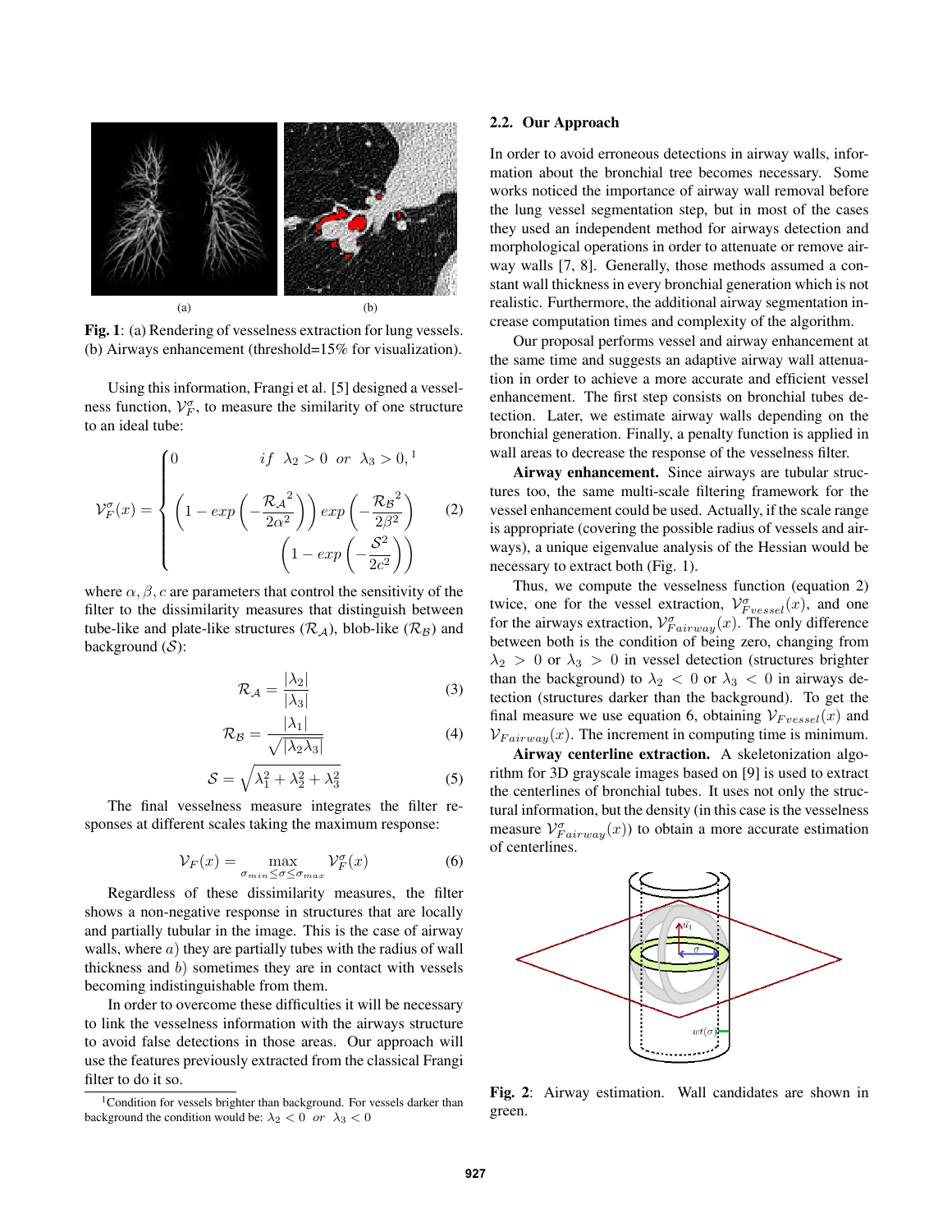Fig. 1: (a) Rendering of vesselness extraction for lung vessels. (b) Airways enhancement (threshold=15% for visualization).

Using this information, Frangi et al. [5] designed a vesselness function, $\mathcal{V}_F^\sigma$, to measure the similarity of one structure to an ideal tube:

$$
\mathcal{V}_F^\sigma(x) = \begin{cases} 0 & if \;\; \lambda_2 > 0 \;\; or \;\; \lambda_3 > 0, ^1 \\ \left(1 - exp\left(-\frac{\mathcal{R_A}^2}{2\alpha^2}\right)\right) exp\left(-\frac{\mathcal{R_B}^2}{2\beta^2}\right) & \\ \left(1 - exp\left(-\frac{\mathcal{S}^2}{2c^2}\right)\right) & \end{cases} \quad (2)
$$

where $\alpha, \beta, c$ are parameters that control the sensitivity of the filter to the dissimilarity measures that distinguish between tube-like and plate-like structures ($\mathcal{R_A}$), blob-like ($\mathcal{R_B}$) and background ($\mathcal{S}$):

$$
\mathcal{R_A} = \frac{|\lambda_2|}{|\lambda_3|} \quad (3)
$$

$$
\mathcal{R_B} = \frac{|\lambda_1|}{\sqrt{|\lambda_2 \lambda_3|}} \quad (4)
$$

$$
\mathcal{S} = \sqrt{\lambda_1^2 + \lambda_2^2 + \lambda_3^2} \quad (5)
$$

The final vesselness measure integrates the filter responses at different scales taking the maximum response:

$$
\mathcal{V}_F(x) = \max_{\sigma_{min} \leq \sigma \leq \sigma_{max}} \mathcal{V}_F^\sigma(x) \quad (6)
$$

Regardless of these dissimilarity measures, the filter shows a non-negative response in structures that are locally and partially tubular in the image. This is the case of airway walls, where $a$) they are partially tubes with the radius of wall thickness and $b$) sometimes they are in contact with vessels becoming indistinguishable from them.

In order to overcome these difficulties it will be necessary to link the vesselness information with the airways structure to avoid false detections in those areas. Our approach will use the features previously extracted from the classical Frangi filter to do it so.

[1] Condition for vessels brighter than background. For vessels darker than background the condition would be: $\lambda_2 < 0 \;\; or \;\; \lambda_3 < 0$

### 2.2. Our Approach

In order to avoid erroneous detections in airway walls, information about the bronchial tree becomes necessary. Some works noticed the importance of airway wall removal before the lung vessel segmentation step, but in most of the cases they used an independent method for airways detection and morphological operations in order to attenuate or remove airway walls [7, 8]. Generally, those methods assumed a constant wall thickness in every bronchial generation which is not realistic. Furthermore, the additional airway segmentation increase computation times and complexity of the algorithm.

Our proposal performs vessel and airway enhancement at the same time and suggests an adaptive airway wall attenuation in order to achieve a more accurate and efficient vessel enhancement. The first step consists on bronchial tubes detection. Later, we estimate airway walls depending on the bronchial generation. Finally, a penalty function is applied in wall areas to decrease the response of the vesselness filter.

**Airway enhancement.** Since airways are tubular structures too, the same multi-scale filtering framework for the vessel enhancement could be used. Actually, if the scale range is appropriate (covering the possible radius of vessels and airways), a unique eigenvalue analysis of the Hessian would be necessary to extract both (Fig. 1).

Thus, we compute the vesselness function (equation 2) twice, one for the vessel extraction, $\mathcal{V}_{Fvessel}^\sigma(x)$, and one for the airways extraction, $\mathcal{V}_{Fairway}^\sigma(x)$. The only difference between both is the condition of being zero, changing from $\lambda_2 > 0$ or $\lambda_3 > 0$ in vessel detection (structures brighter than the background) to $\lambda_2 < 0$ or $\lambda_3 < 0$ in airways detection (structures darker than the background). To get the final measure we use equation 6, obtaining $\mathcal{V}_{Fvessel}(x)$ and $\mathcal{V}_{Fairway}(x)$. The increment in computing time is minimum.

**Airway centerline extraction.** A skeletonization algorithm for 3D grayscale images based on [9] is used to extract the centerlines of bronchial tubes. It uses not only the structural information, but the density (in this case is the vesselness measure $\mathcal{V}_{Fairway}^\sigma(x)$) to obtain a more accurate estimation of centerlines.

Fig. 2: Airway estimation. Wall candidates are shown in green.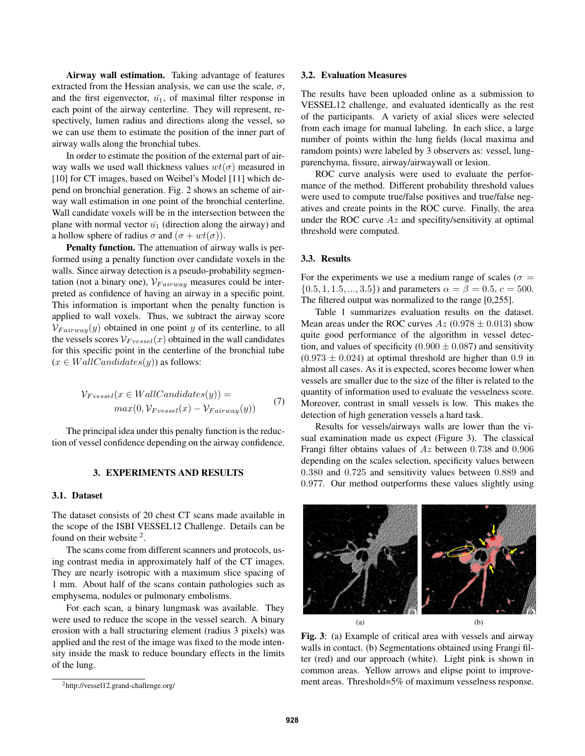**Airway wall estimation.** Taking advantage of features extracted from the Hessian analysis, we can use the scale, $\sigma$, and the first eigenvector, $\vec{u_1}$, of maximal filter response in each point of the airway centerline. They will represent, respectively, lumen radius and directions along the vessel, so we can use them to estimate the position of the inner part of airway walls along the bronchial tubes.

In order to estimate the position of the external part of airway walls we used wall thickness values $wt(\sigma)$ measured in [10] for CT images, based on Weibel's Model [11] which depend on bronchial generation. Fig. 2 shows an scheme of airway wall estimation in one point of the bronchial centerline. Wall candidate voxels will be in the intersection between the plane with normal vector $\vec{u_1}$ (direction along the airway) and a hollow sphere of radius $\sigma$ and $(\sigma + wt(\sigma))$.

**Penalty function.** The attenuation of airway walls is performed using a penalty function over candidate voxels in the walls. Since airway detection is a pseudo-probability segmentation (not a binary one), $\mathcal{V}_{Fairway}$ measures could be interpreted as confidence of having an airway in a specific point. This information is important when the penalty function is applied to wall voxels. Thus, we subtract the airway score $\mathcal{V}_{Fairway}(y)$ obtained in one point $y$ of its centerline, to all the vessels scores $\mathcal{V}_{Fvessel}(x)$ obtained in the wall candidates for this specific point in the centerline of the bronchial tube ($x \in WallCandidates(y)$) as follows:

$$\mathcal{V}_{Fvessel}(x \in WallCandidates(y)) = max(0, \mathcal{V}_{Fvessel}(x) - \mathcal{V}_{Fairway}(y)) \quad (7)$$

The principal idea under this penalty function is the reduction of vessel confidence depending on the airway confidence.

## 3. EXPERIMENTS AND RESULTS

### 3.1. Dataset

The dataset consists of 20 chest CT scans made available in the scope of the ISBI VESSEL12 Challenge. Details can be found on their website [2].

The scans come from different scanners and protocols, using contrast media in approximately half of the CT images. They are nearly isotropic with a maximum slice spacing of 1 mm. About half of the scans contain pathologies such as emphysema, nodules or pulmonary embolisms.

For each scan, a binary lungmask was available. They were used to reduce the scope in the vessel search. A binary erosion with a ball structuring element (radius 3 pixels) was applied and the rest of the image was fixed to the mode intensity inside the mask to reduce boundary effects in the limits of the lung.

[2] http://vessel12.grand-challenge.org/

### 3.2. Evaluation Measures

The results have been uploaded online as a submission to VESSEL12 challenge, and evaluated identically as the rest of the participants. A variety of axial slices were selected from each image for manual labeling. In each slice, a large number of points within the lung fields (local maxima and ramdom points) were labeled by 3 observers as: vessel, lung-parenchyma, fissure, airway/airwaywall or lesion.

ROC curve analysis were used to evaluate the performance of the method. Different probability threshold values were used to compute true/false positives and true/false negatives and create points in the ROC curve. Finally, the area under the ROC curve $Az$ and specifity/sensitivity at optimal threshold were computed.

### 3.3. Results

For the experiments we use a medium range of scales ($\sigma = \{0.5, 1, 1.5, ..., 3.5\}$) and parameters $\alpha = \beta = 0.5$, $c = 500$. The filtered output was normalized to the range [0,255].

Table 1 summarizes evaluation results on the dataset. Mean areas under the ROC curves $Az$ ($0.978 \pm 0.013$) show quite good performance of the algorithm in vessel detection, and values of specificity ($0.900 \pm 0.087$) and sensitivity ($0.973 \pm 0.024$) at optimal threshold are higher than 0.9 in almost all cases. As it is expected, scores become lower when vessels are smaller due to the size of the filter is related to the quantity of information used to evaluate the vesselness score. Moreover, contrast in small vessels is low. This makes the detection of high generation vessels a hard task.

Results for vessels/airways walls are lower than the visual examination made us expect (Figure 3). The classical Frangi filter obtains values of $Az$ between 0.738 and 0.906 depending on the scales selection, specificity values between 0.380 and 0.725 and sensitivity values between 0.889 and 0.977. Our method outperforms these values slightly using

(a) (b)

**Fig. 3**: (a) Example of critical area with vessels and airway walls in contact. (b) Segmentations obtained using Frangi filter (red) and our approach (white). Light pink is shown in common areas. Yellow arrows and elipse point to improvement areas. Threshold=5% of maximum vesselness response.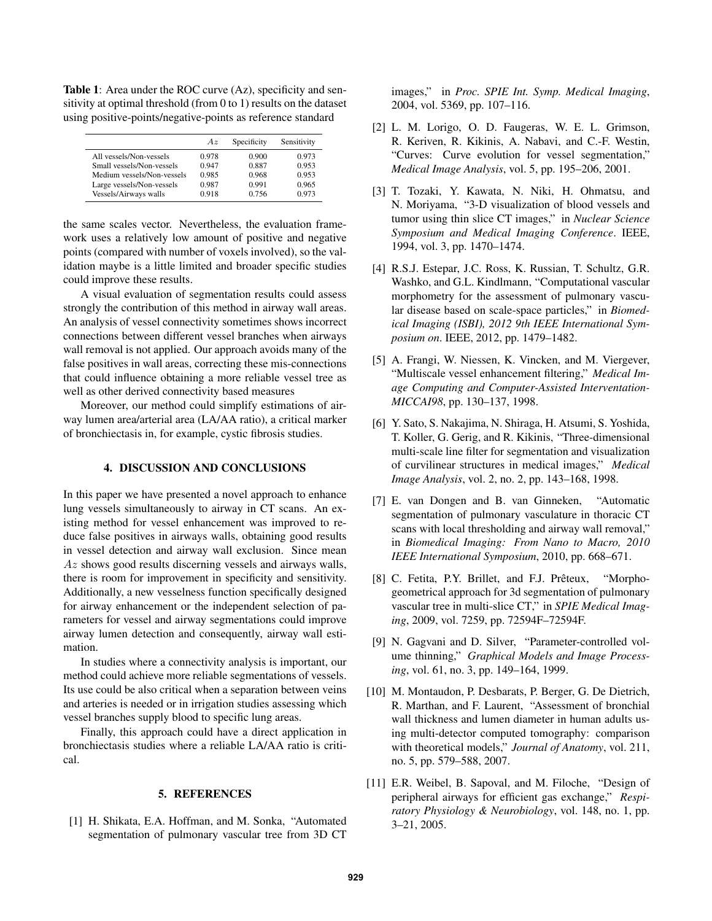**Table 1**: Area under the ROC curve (Az), specificity and sensitivity at optimal threshold (from 0 to 1) results on the dataset using positive-points/negative-points as reference standard

| | $Az$ | Specificity | Sensitivity |
|---|---|---|---|
| All vessels/Non-vessels | 0.978 | 0.900 | 0.973 |
| Small vessels/Non-vessels | 0.947 | 0.887 | 0.953 |
| Medium vessels/Non-vessels | 0.985 | 0.968 | 0.953 |
| Large vessels/Non-vessels | 0.987 | 0.991 | 0.965 |
| Vessels/Airways walls | 0.918 | 0.756 | 0.973 |

the same scales vector. Nevertheless, the evaluation framework uses a relatively low amount of positive and negative points (compared with number of voxels involved), so the validation maybe is a little limited and broader specific studies could improve these results.

A visual evaluation of segmentation results could assess strongly the contribution of this method in airway wall areas. An analysis of vessel connectivity sometimes shows incorrect connections between different vessel branches when airways wall removal is not applied. Our approach avoids many of the false positives in wall areas, correcting these mis-connections that could influence obtaining a more reliable vessel tree as well as other derived connectivity based measures

Moreover, our method could simplify estimations of airway lumen area/arterial area (LA/AA ratio), a critical marker of bronchiectasis in, for example, cystic fibrosis studies.

## 4. DISCUSSION AND CONCLUSIONS

In this paper we have presented a novel approach to enhance lung vessels simultaneously to airway in CT scans. An existing method for vessel enhancement was improved to reduce false positives in airways walls, obtaining good results in vessel detection and airway wall exclusion. Since mean $Az$ shows good results discerning vessels and airways walls, there is room for improvement in specificity and sensitivity. Additionally, a new vesselness function specifically designed for airway enhancement or the independent selection of parameters for vessel and airway segmentations could improve airway lumen detection and consequently, airway wall estimation.

In studies where a connectivity analysis is important, our method could achieve more reliable segmentations of vessels. Its use could be also critical when a separation between veins and arteries is needed or in irrigation studies assessing which vessel branches supply blood to specific lung areas.

Finally, this approach could have a direct application in bronchiectasis studies where a reliable LA/AA ratio is critical.

## 5. REFERENCES

[1] H. Shikata, E.A. Hoffman, and M. Sonka, "Automated segmentation of pulmonary vascular tree from 3D CT images," in *Proc. SPIE Int. Symp. Medical Imaging*, 2004, vol. 5369, pp. 107–116.

[2] L. M. Lorigo, O. D. Faugeras, W. E. L. Grimson, R. Keriven, R. Kikinis, A. Nabavi, and C.-F. Westin, "Curves: Curve evolution for vessel segmentation," *Medical Image Analysis*, vol. 5, pp. 195–206, 2001.

[3] T. Tozaki, Y. Kawata, N. Niki, H. Ohmatsu, and N. Moriyama, "3-D visualization of blood vessels and tumor using thin slice CT images," in *Nuclear Science Symposium and Medical Imaging Conference*. IEEE, 1994, vol. 3, pp. 1470–1474.

[4] R.S.J. Estepar, J.C. Ross, K. Russian, T. Schultz, G.R. Washko, and G.L. Kindlmann, "Computational vascular morphometry for the assessment of pulmonary vascular disease based on scale-space particles," in *Biomedical Imaging (ISBI), 2012 9th IEEE International Symposium on*. IEEE, 2012, pp. 1479–1482.

[5] A. Frangi, W. Niessen, K. Vincken, and M. Viergever, "Multiscale vessel enhancement filtering," *Medical Image Computing and Computer-Assisted Interventation-MICCAI98*, pp. 130–137, 1998.

[6] Y. Sato, S. Nakajima, N. Shiraga, H. Atsumi, S. Yoshida, T. Koller, G. Gerig, and R. Kikinis, "Three-dimensional multi-scale line filter for segmentation and visualization of curvilinear structures in medical images," *Medical Image Analysis*, vol. 2, no. 2, pp. 143–168, 1998.

[7] E. van Dongen and B. van Ginneken, "Automatic segmentation of pulmonary vasculature in thoracic CT scans with local thresholding and airway wall removal," in *Biomedical Imaging: From Nano to Macro, 2010 IEEE International Symposium*, 2010, pp. 668–671.

[8] C. Fetita, P.Y. Brillet, and F.J. Prêteux, "Morphogeometrical approach for 3d segmentation of pulmonary vascular tree in multi-slice CT," in *SPIE Medical Imaging*, 2009, vol. 7259, pp. 72594F–72594F.

[9] N. Gagvani and D. Silver, "Parameter-controlled volume thinning," *Graphical Models and Image Processing*, vol. 61, no. 3, pp. 149–164, 1999.

[10] M. Montaudon, P. Desbarats, P. Berger, G. De Dietrich, R. Marthan, and F. Laurent, "Assessment of bronchial wall thickness and lumen diameter in human adults using multi-detector computed tomography: comparison with theoretical models," *Journal of Anatomy*, vol. 211, no. 5, pp. 579–588, 2007.

[11] E.R. Weibel, B. Sapoval, and M. Filoche, "Design of peripheral airways for efficient gas exchange," *Respiratory Physiology & Neurobiology*, vol. 148, no. 1, pp. 3–21, 2005.